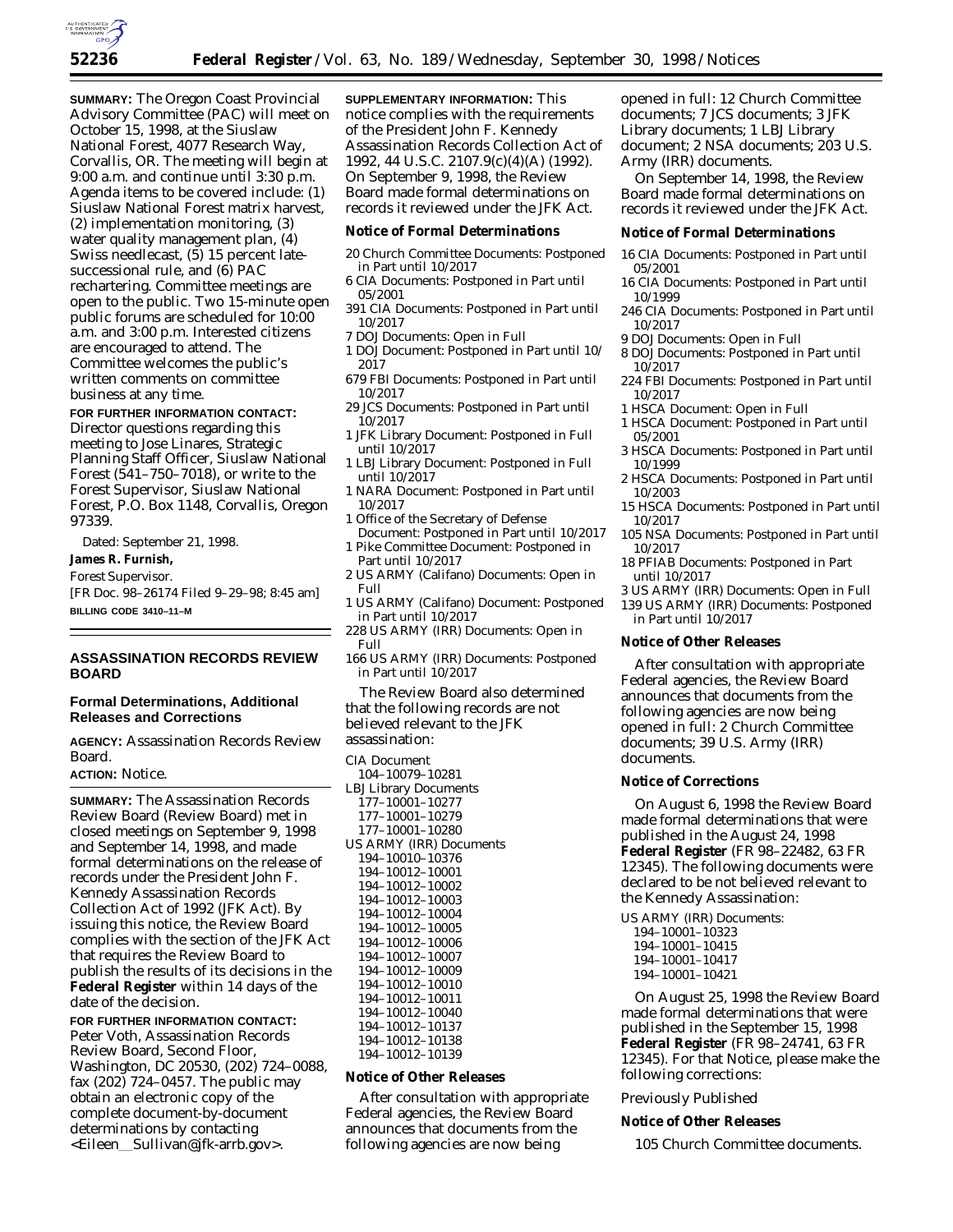**SUMMARY:** The Oregon Coast Provincial Advisory Committee (PAC) will meet on October 15, 1998, at the Siuslaw National Forest, 4077 Research Way, Corvallis, OR. The meeting will begin at 9:00 a.m. and continue until 3:30 p.m. Agenda items to be covered include: (1) Siuslaw National Forest matrix harvest, (2) implementation monitoring, (3) water quality management plan, (4) Swiss needlecast, (5) 15 percent late-successional rule, and (6) PAC rechartering. Committee meetings are open to the public. Two 15-minute open public forums are scheduled for 10:00 a.m. and 3:00 p.m. Interested citizens are encouraged to attend. The Committee welcomes the public's written comments on committee business at any time.

**FOR FURTHER INFORMATION CONTACT:** Director questions regarding this meeting to Jose Linares, Strategic Planning Staff Officer, Siuslaw National Forest (541–750–7018), or write to the Forest Supervisor, Siuslaw National Forest, P.O. Box 1148, Corvallis, Oregon 97339.

Dated: September 21, 1998.

**James R. Furnish,**

*Forest Supervisor.*

[FR Doc. 98–26174 Filed 9–29–98; 8:45 am]

**BILLING CODE 3410–11–M**

## ASSASSINATION RECORDS REVIEW BOARD

### Formal Determinations, Additional Releases and Corrections

**AGENCY:** Assassination Records Review Board.

**ACTION:** Notice.

**SUMMARY:** The Assassination Records Review Board (Review Board) met in closed meetings on September 9, 1998 and September 14, 1998, and made formal determinations on the release of records under the President John F. Kennedy Assassination Records Collection Act of 1992 (JFK Act). By issuing this notice, the Review Board complies with the section of the JFK Act that requires the Review Board to publish the results of its decisions in the **Federal Register** within 14 days of the date of the decision.

**FOR FURTHER INFORMATION CONTACT:** Peter Voth, Assassination Records Review Board, Second Floor, Washington, DC 20530, (202) 724–0088, fax (202) 724–0457. The public may obtain an electronic copy of the complete document-by-document determinations by contacting <Eileen__Sullivan@jfk-arrb.gov>.

**SUPPLEMENTARY INFORMATION:** This notice complies with the requirements of the President John F. Kennedy Assassination Records Collection Act of 1992, 44 U.S.C. 2107.9(c)(4)(A) (1992). On September 9, 1998, the Review Board made formal determinations on records it reviewed under the JFK Act.

#### Notice of Formal Determinations

- 20 Church Committee Documents: Postponed in Part until 10/2017
- 6 CIA Documents: Postponed in Part until 05/2001
- 391 CIA Documents: Postponed in Part until 10/2017
- 7 DOJ Documents: Open in Full
- 1 DOJ Document: Postponed in Part until 10/2017
- 679 FBI Documents: Postponed in Part until 10/2017
- 29 JCS Documents: Postponed in Part until 10/2017
- 1 JFK Library Document: Postponed in Full until 10/2017
- 1 LBJ Library Document: Postponed in Full until 10/2017
- 1 NARA Document: Postponed in Part until 10/2017
- 1 Office of the Secretary of Defense Document: Postponed in Part until 10/2017
- 1 Pike Committee Document: Postponed in Part until 10/2017
- 2 US ARMY (Califano) Documents: Open in Full
- 1 US ARMY (Califano) Document: Postponed in Part until 10/2017
- 228 US ARMY (IRR) Documents: Open in Full
- 166 US ARMY (IRR) Documents: Postponed in Part until 10/2017

The Review Board also determined that the following records are not believed relevant to the JFK assassination:

CIA Document
- 104–10079–10281

LBJ Library Documents
- 177–10001–10277
- 177–10001–10279
- 177–10001–10280

US ARMY (IRR) Documents
- 194–10010–10376
- 194–10012–10001
- 194–10012–10002
- 194–10012–10003
- 194–10012–10004
- 194–10012–10005
- 194–10012–10006
- 194–10012–10007
- 194–10012–10009
- 194–10012–10010
- 194–10012–10011
- 194–10012–10040
- 194–10012–10137
- 194–10012–10138
- 194–10012–10139

#### Notice of Other Releases

After consultation with appropriate Federal agencies, the Review Board announces that documents from the following agencies are now being opened in full: 12 Church Committee documents; 7 JCS documents; 3 JFK Library documents; 1 LBJ Library document; 2 NSA documents; 203 U.S. Army (IRR) documents.

On September 14, 1998, the Review Board made formal determinations on records it reviewed under the JFK Act.

#### Notice of Formal Determinations

- 16 CIA Documents: Postponed in Part until 05/2001
- 16 CIA Documents: Postponed in Part until 10/1999
- 246 CIA Documents: Postponed in Part until 10/2017
- 9 DOJ Documents: Open in Full
- 8 DOJ Documents: Postponed in Part until 10/2017
- 224 FBI Documents: Postponed in Part until 10/2017
- 1 HSCA Document: Open in Full
- 1 HSCA Document: Postponed in Part until 05/2001
- 3 HSCA Documents: Postponed in Part until 10/1999
- 2 HSCA Documents: Postponed in Part until 10/2003
- 15 HSCA Documents: Postponed in Part until 10/2017
- 105 NSA Documents: Postponed in Part until 10/2017
- 18 PFIAB Documents: Postponed in Part until 10/2017
- 3 US ARMY (IRR) Documents: Open in Full
- 139 US ARMY (IRR) Documents: Postponed in Part until 10/2017

#### Notice of Other Releases

After consultation with appropriate Federal agencies, the Review Board announces that documents from the following agencies are now being opened in full: 2 Church Committee documents; 39 U.S. Army (IRR) documents.

#### Notice of Corrections

On August 6, 1998 the Review Board made formal determinations that were published in the August 24, 1998 **Federal Register** (FR 98–22482, 63 FR 12345). The following documents were declared to be not believed relevant to the Kennedy Assassination:

US ARMY (IRR) Documents:
- 194–10001–10323
- 194–10001–10415
- 194–10001–10417
- 194–10001–10421

On August 25, 1998 the Review Board made formal determinations that were published in the September 15, 1998 **Federal Register** (FR 98–24741, 63 FR 12345). For that Notice, please make the following corrections:

*Previously Published*

#### Notice of Other Releases

105 Church Committee documents.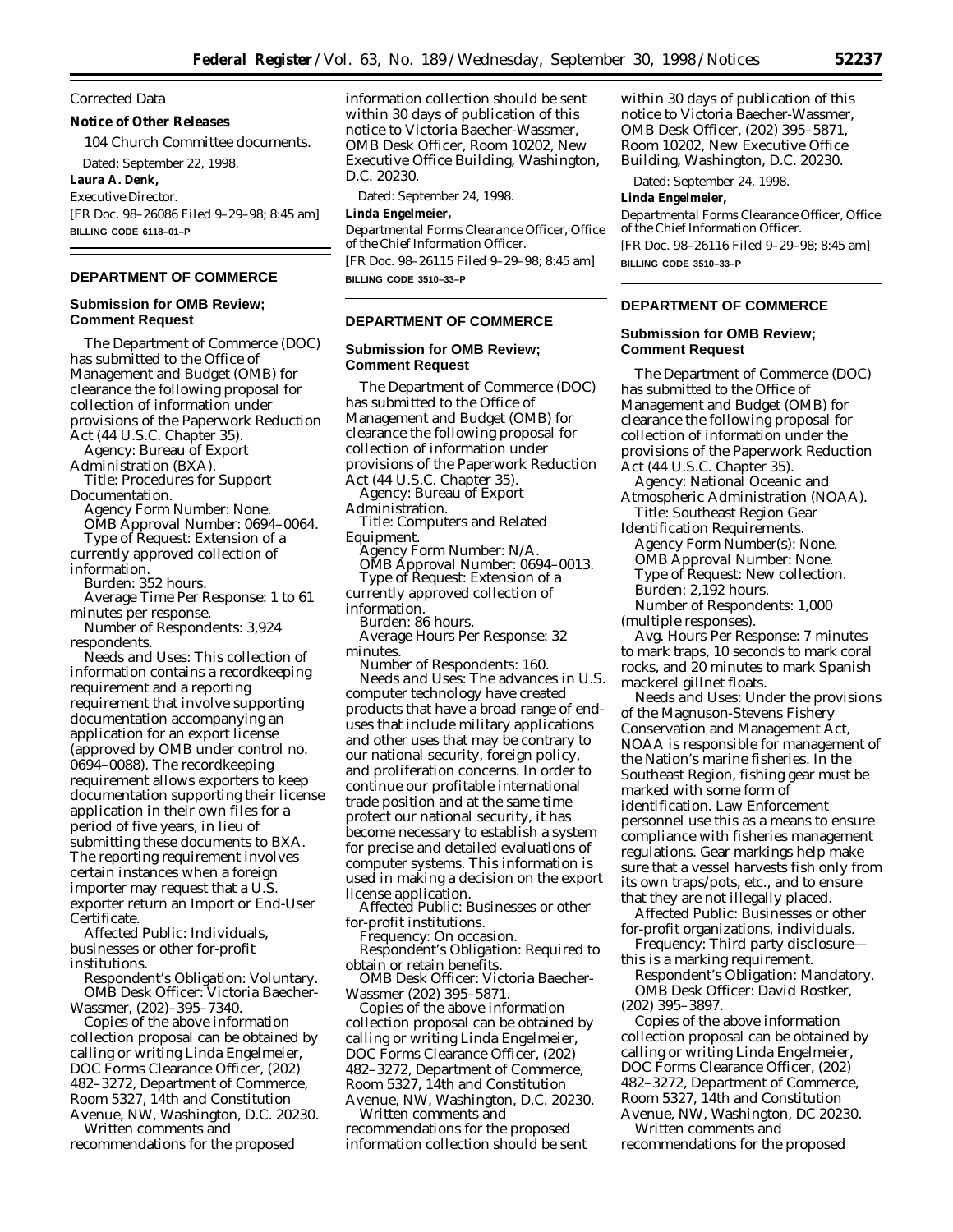Corrected Data

**Notice of Other Releases**

104 Church Committee documents.

Dated: September 22, 1998.

**Laura A. Denk,**

*Executive Director.*

[FR Doc. 98–26086 Filed 9–29–98; 8:45 am]

**BILLING CODE 6118–01–P**

## DEPARTMENT OF COMMERCE

### Submission for OMB Review; Comment Request

The Department of Commerce (DOC) has submitted to the Office of Management and Budget (OMB) for clearance the following proposal for collection of information under provisions of the Paperwork Reduction Act (44 U.S.C. Chapter 35).

*Agency:* Bureau of Export Administration (BXA).

*Title:* Procedures for Support Documentation.

*Agency Form Number:* None.

*OMB Approval Number:* 0694–0064.

*Type of Request:* Extension of a currently approved collection of information.

*Burden:* 352 hours.

*Average Time Per Response:* 1 to 61 minutes per response.

*Number of Respondents:* 3,924 respondents.

*Needs and Uses:* This collection of information contains a recordkeeping requirement and a reporting requirement that involve supporting documentation accompanying an application for an export license (approved by OMB under control no. 0694–0088). The recordkeeping requirement allows exporters to keep documentation supporting their license application in their own files for a period of five years, in lieu of submitting these documents to BXA. The reporting requirement involves certain instances when a foreign importer may request that a U.S. exporter return an Import or End-User Certificate.

*Affected Public:* Individuals, businesses or other for-profit institutions.

*Respondent's Obligation:* Voluntary.

*OMB Desk Officer:* Victoria Baecher-Wassmer, (202)–395–7340.

Copies of the above information collection proposal can be obtained by calling or writing Linda Engelmeier, DOC Forms Clearance Officer, (202) 482–3272, Department of Commerce, Room 5327, 14th and Constitution Avenue, NW, Washington, D.C. 20230.

Written comments and recommendations for the proposed information collection should be sent within 30 days of publication of this notice to Victoria Baecher-Wassmer, OMB Desk Officer, Room 10202, New Executive Office Building, Washington, D.C. 20230.

Dated: September 24, 1998.

**Linda Engelmeier,**

*Departmental Forms Clearance Officer, Office of the Chief Information Officer.*

[FR Doc. 98–26115 Filed 9–29–98; 8:45 am]

**BILLING CODE 3510–33–P**

## DEPARTMENT OF COMMERCE

### Submission for OMB Review; Comment Request

The Department of Commerce (DOC) has submitted to the Office of Management and Budget (OMB) for clearance the following proposal for collection of information under provisions of the Paperwork Reduction Act (44 U.S.C. Chapter 35).

*Agency:* Bureau of Export Administration.

*Title:* Computers and Related Equipment.

*Agency Form Number:* N/A.

*OMB Approval Number:* 0694–0013.

*Type of Request:* Extension of a currently approved collection of information.

*Burden:* 86 hours.

*Average Hours Per Response:* 32 minutes.

*Number of Respondents:* 160.

*Needs and Uses:* The advances in U.S. computer technology have created products that have a broad range of end-uses that include military applications and other uses that may be contrary to our national security, foreign policy, and proliferation concerns. In order to continue our profitable international trade position and at the same time protect our national security, it has become necessary to establish a system for precise and detailed evaluations of computer systems. This information is used in making a decision on the export license application.

*Affected Public:* Businesses or other for-profit institutions.

*Frequency:* On occasion.

*Respondent's Obligation:* Required to obtain or retain benefits.

*OMB Desk Officer:* Victoria Baecher-Wassmer (202) 395–5871.

Copies of the above information collection proposal can be obtained by calling or writing Linda Engelmeier, DOC Forms Clearance Officer, (202) 482–3272, Department of Commerce, Room 5327, 14th and Constitution Avenue, NW, Washington, D.C. 20230.

Written comments and recommendations for the proposed information collection should be sent within 30 days of publication of this notice to Victoria Baecher-Wassmer, OMB Desk Officer, (202) 395–5871, Room 10202, New Executive Office Building, Washington, D.C. 20230.

Dated: September 24, 1998.

**Linda Engelmeier,**

*Departmental Forms Clearance Officer, Office of the Chief Information Officer.*

[FR Doc. 98–26116 Filed 9–29–98; 8:45 am]

**BILLING CODE 3510–33–P**

## DEPARTMENT OF COMMERCE

### Submission for OMB Review; Comment Request

The Department of Commerce (DOC) has submitted to the Office of Management and Budget (OMB) for clearance the following proposal for collection of information under the provisions of the Paperwork Reduction Act (44 U.S.C. Chapter 35).

*Agency:* National Oceanic and Atmospheric Administration (NOAA).

*Title:* Southeast Region Gear Identification Requirements.

*Agency Form Number(s):* None.

*OMB Approval Number:* None.

*Type of Request:* New collection.

*Burden:* 2,192 hours.

*Number of Respondents:* 1,000 (multiple responses).

*Avg. Hours Per Response:* 7 minutes to mark traps, 10 seconds to mark coral rocks, and 20 minutes to mark Spanish mackerel gillnet floats.

*Needs and Uses:* Under the provisions of the Magnuson-Stevens Fishery Conservation and Management Act, NOAA is responsible for management of the Nation's marine fisheries. In the Southeast Region, fishing gear must be marked with some form of identification. Law Enforcement personnel use this as a means to ensure compliance with fisheries management regulations. Gear markings help make sure that a vessel harvests fish only from its own traps/pots, etc., and to ensure that they are not illegally placed.

*Affected Public:* Businesses or other for-profit organizations, individuals.

*Frequency:* Third party disclosure—this is a marking requirement.

*Respondent's Obligation:* Mandatory.

*OMB Desk Officer:* David Rostker, (202) 395–3897.

Copies of the above information collection proposal can be obtained by calling or writing Linda Engelmeier, DOC Forms Clearance Officer, (202) 482–3272, Department of Commerce, Room 5327, 14th and Constitution Avenue, NW, Washington, DC 20230.

Written comments and recommendations for the proposed